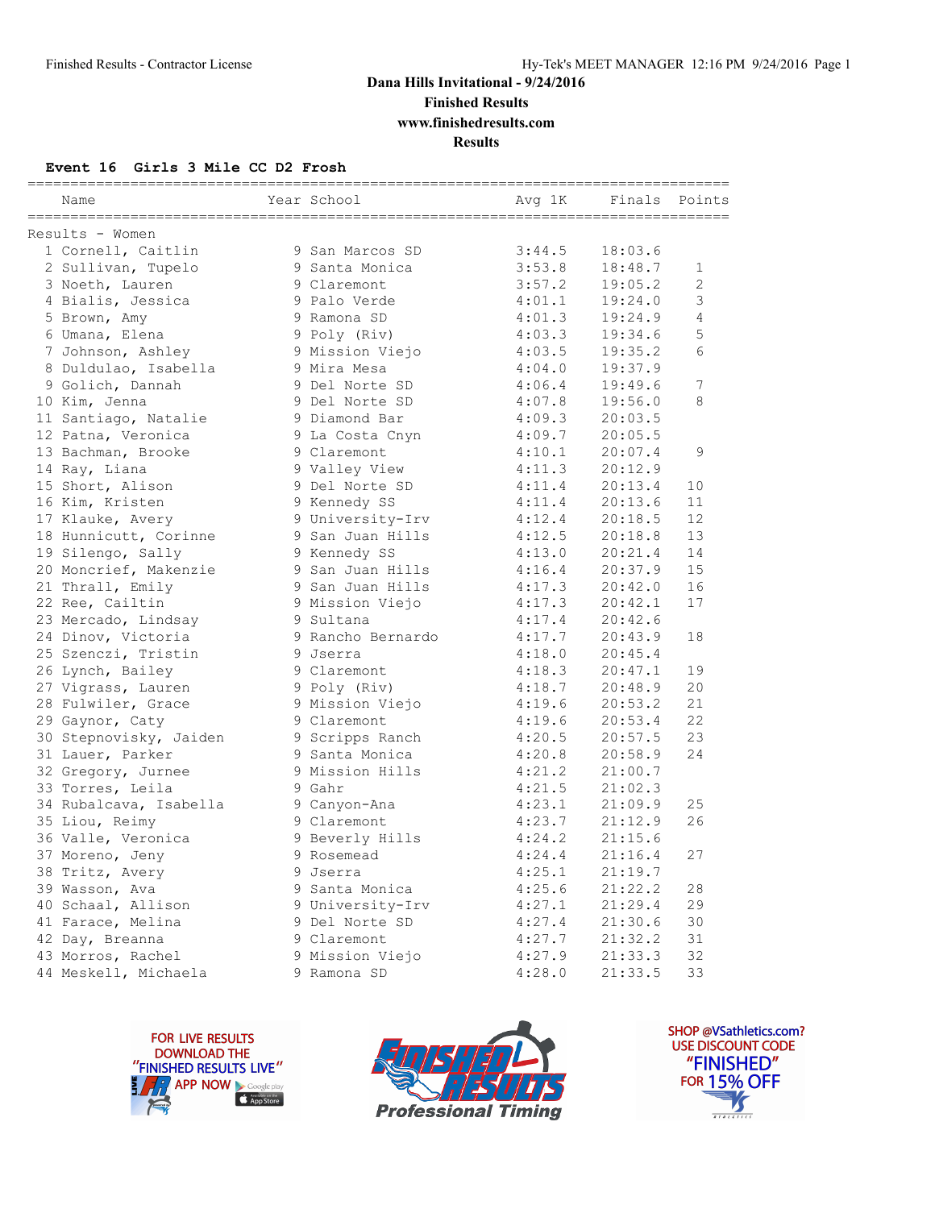# Dana Hills Invitational - 9/24/2016

**Finished Results**

**www.finishedresults.com**

**Results**

## Event 16 Girls 3 Mile CC D2 Frosh

Results - Women

| Place | Name | Year | School | Avg 1K | Finals | Points |
|---|---|---|---|---|---|---|
| 1 | Cornell, Caitlin | 9 | San Marcos SD | 3:44.5 | 18:03.6 | |
| 2 | Sullivan, Tupelo | 9 | Santa Monica | 3:53.8 | 18:48.7 | 1 |
| 3 | Noeth, Lauren | 9 | Claremont | 3:57.2 | 19:05.2 | 2 |
| 4 | Bialis, Jessica | 9 | Palo Verde | 4:01.1 | 19:24.0 | 3 |
| 5 | Brown, Amy | 9 | Ramona SD | 4:01.3 | 19:24.9 | 4 |
| 6 | Umana, Elena | 9 | Poly (Riv) | 4:03.3 | 19:34.6 | 5 |
| 7 | Johnson, Ashley | 9 | Mission Viejo | 4:03.5 | 19:35.2 | 6 |
| 8 | Duldulao, Isabella | 9 | Mira Mesa | 4:04.0 | 19:37.9 | |
| 9 | Golich, Dannah | 9 | Del Norte SD | 4:06.4 | 19:49.6 | 7 |
| 10 | Kim, Jenna | 9 | Del Norte SD | 4:07.8 | 19:56.0 | 8 |
| 11 | Santiago, Natalie | 9 | Diamond Bar | 4:09.3 | 20:03.5 | |
| 12 | Patna, Veronica | 9 | La Costa Cnyn | 4:09.7 | 20:05.5 | |
| 13 | Bachman, Brooke | 9 | Claremont | 4:10.1 | 20:07.4 | 9 |
| 14 | Ray, Liana | 9 | Valley View | 4:11.3 | 20:12.9 | |
| 15 | Short, Alison | 9 | Del Norte SD | 4:11.4 | 20:13.4 | 10 |
| 16 | Kim, Kristen | 9 | Kennedy SS | 4:11.4 | 20:13.6 | 11 |
| 17 | Klauke, Avery | 9 | University-Irv | 4:12.4 | 20:18.5 | 12 |
| 18 | Hunnicutt, Corinne | 9 | San Juan Hills | 4:12.5 | 20:18.8 | 13 |
| 19 | Silengo, Sally | 9 | Kennedy SS | 4:13.0 | 20:21.4 | 14 |
| 20 | Moncrief, Makenzie | 9 | San Juan Hills | 4:16.4 | 20:37.9 | 15 |
| 21 | Thrall, Emily | 9 | San Juan Hills | 4:17.3 | 20:42.0 | 16 |
| 22 | Ree, Cailtin | 9 | Mission Viejo | 4:17.3 | 20:42.1 | 17 |
| 23 | Mercado, Lindsay | 9 | Sultana | 4:17.4 | 20:42.6 | |
| 24 | Dinov, Victoria | 9 | Rancho Bernardo | 4:17.7 | 20:43.9 | 18 |
| 25 | Szenczi, Tristin | 9 | Jserra | 4:18.0 | 20:45.4 | |
| 26 | Lynch, Bailey | 9 | Claremont | 4:18.3 | 20:47.1 | 19 |
| 27 | Vigrass, Lauren | 9 | Poly (Riv) | 4:18.7 | 20:48.9 | 20 |
| 28 | Fulwiler, Grace | 9 | Mission Viejo | 4:19.6 | 20:53.2 | 21 |
| 29 | Gaynor, Caty | 9 | Claremont | 4:19.6 | 20:53.4 | 22 |
| 30 | Stepnovisky, Jaiden | 9 | Scripps Ranch | 4:20.5 | 20:57.5 | 23 |
| 31 | Lauer, Parker | 9 | Santa Monica | 4:20.8 | 20:58.9 | 24 |
| 32 | Gregory, Jurnee | 9 | Mission Hills | 4:21.2 | 21:00.7 | |
| 33 | Torres, Leila | 9 | Gahr | 4:21.5 | 21:02.3 | |
| 34 | Rubalcava, Isabella | 9 | Canyon-Ana | 4:23.1 | 21:09.9 | 25 |
| 35 | Liou, Reimy | 9 | Claremont | 4:23.7 | 21:12.9 | 26 |
| 36 | Valle, Veronica | 9 | Beverly Hills | 4:24.2 | 21:15.6 | |
| 37 | Moreno, Jeny | 9 | Rosemead | 4:24.4 | 21:16.4 | 27 |
| 38 | Tritz, Avery | 9 | Jserra | 4:25.1 | 21:19.7 | |
| 39 | Wasson, Ava | 9 | Santa Monica | 4:25.6 | 21:22.2 | 28 |
| 40 | Schaal, Allison | 9 | University-Irv | 4:27.1 | 21:29.4 | 29 |
| 41 | Farace, Melina | 9 | Del Norte SD | 4:27.4 | 21:30.6 | 30 |
| 42 | Day, Breanna | 9 | Claremont | 4:27.7 | 21:32.2 | 31 |
| 43 | Morros, Rachel | 9 | Mission Viejo | 4:27.9 | 21:33.3 | 32 |
| 44 | Meskell, Michaela | 9 | Ramona SD | 4:28.0 | 21:33.5 | 33 |

FOR LIVE RESULTS DOWNLOAD THE "FINISHED RESULTS LIVE" APP NOW

Finished Results Professional Timing

SHOP @VSathletics.com? USE DISCOUNT CODE "FINISHED" FOR 15% OFF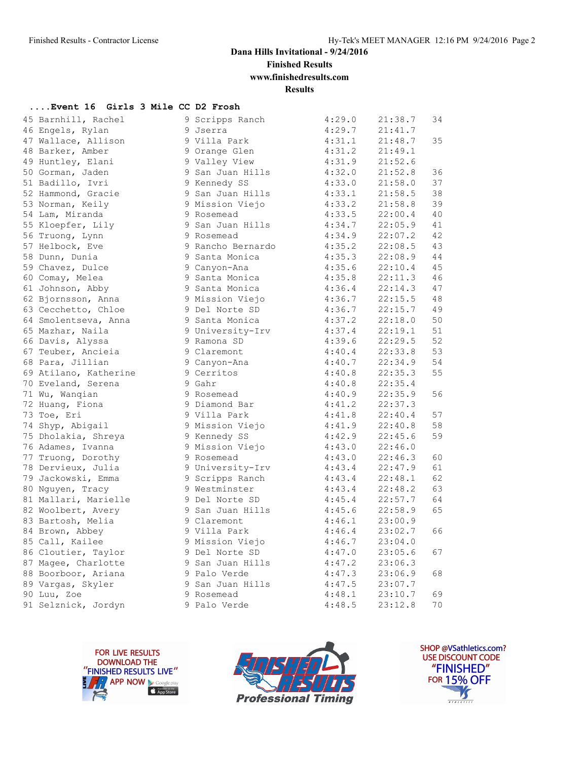Dana Hills Invitational - 9/24/2016

Finished Results

www.finishedresults.com

Results

**....Event 16 Girls 3 Mile CC D2 Frosh**

| Place | Name | Yr | School | Pace | Time | Points |
|---|---|---|---|---|---|---|
| 45 | Barnhill, Rachel | 9 | Scripps Ranch | 4:29.0 | 21:38.7 | 34 |
| 46 | Engels, Rylan | 9 | Jserra | 4:29.7 | 21:41.7 | |
| 47 | Wallace, Allison | 9 | Villa Park | 4:31.1 | 21:48.7 | 35 |
| 48 | Barker, Amber | 9 | Orange Glen | 4:31.2 | 21:49.1 | |
| 49 | Huntley, Elani | 9 | Valley View | 4:31.9 | 21:52.6 | |
| 50 | Gorman, Jaden | 9 | San Juan Hills | 4:32.0 | 21:52.8 | 36 |
| 51 | Badillo, Ivri | 9 | Kennedy SS | 4:33.0 | 21:58.0 | 37 |
| 52 | Hammond, Gracie | 9 | San Juan Hills | 4:33.1 | 21:58.5 | 38 |
| 53 | Norman, Keily | 9 | Mission Viejo | 4:33.2 | 21:58.8 | 39 |
| 54 | Lam, Miranda | 9 | Rosemead | 4:33.5 | 22:00.4 | 40 |
| 55 | Kloepfer, Lily | 9 | San Juan Hills | 4:34.7 | 22:05.9 | 41 |
| 56 | Truong, Lynn | 9 | Rosemead | 4:34.9 | 22:07.2 | 42 |
| 57 | Helbock, Eve | 9 | Rancho Bernardo | 4:35.2 | 22:08.5 | 43 |
| 58 | Dunn, Dunia | 9 | Santa Monica | 4:35.3 | 22:08.9 | 44 |
| 59 | Chavez, Dulce | 9 | Canyon-Ana | 4:35.6 | 22:10.4 | 45 |
| 60 | Comay, Melea | 9 | Santa Monica | 4:35.8 | 22:11.3 | 46 |
| 61 | Johnson, Abby | 9 | Santa Monica | 4:36.4 | 22:14.3 | 47 |
| 62 | Bjornsson, Anna | 9 | Mission Viejo | 4:36.7 | 22:15.5 | 48 |
| 63 | Cecchetto, Chloe | 9 | Del Norte SD | 4:36.7 | 22:15.7 | 49 |
| 64 | Smolentseva, Anna | 9 | Santa Monica | 4:37.2 | 22:18.0 | 50 |
| 65 | Mazhar, Naila | 9 | University-Irv | 4:37.4 | 22:19.1 | 51 |
| 66 | Davis, Alyssa | 9 | Ramona SD | 4:39.6 | 22:29.5 | 52 |
| 67 | Teuber, Ancieia | 9 | Claremont | 4:40.4 | 22:33.8 | 53 |
| 68 | Para, Jillian | 9 | Canyon-Ana | 4:40.7 | 22:34.9 | 54 |
| 69 | Atilano, Katherine | 9 | Cerritos | 4:40.8 | 22:35.3 | 55 |
| 70 | Eveland, Serena | 9 | Gahr | 4:40.8 | 22:35.4 | |
| 71 | Wu, Wanqian | 9 | Rosemead | 4:40.9 | 22:35.9 | 56 |
| 72 | Huang, Fiona | 9 | Diamond Bar | 4:41.2 | 22:37.3 | |
| 73 | Toe, Eri | 9 | Villa Park | 4:41.8 | 22:40.4 | 57 |
| 74 | Shyp, Abigail | 9 | Mission Viejo | 4:41.9 | 22:40.8 | 58 |
| 75 | Dholakia, Shreya | 9 | Kennedy SS | 4:42.9 | 22:45.6 | 59 |
| 76 | Adames, Ivanna | 9 | Mission Viejo | 4:43.0 | 22:46.0 | |
| 77 | Truong, Dorothy | 9 | Rosemead | 4:43.0 | 22:46.3 | 60 |
| 78 | Dervieux, Julia | 9 | University-Irv | 4:43.4 | 22:47.9 | 61 |
| 79 | Jackowski, Emma | 9 | Scripps Ranch | 4:43.4 | 22:48.1 | 62 |
| 80 | Nguyen, Tracy | 9 | Westminster | 4:43.4 | 22:48.2 | 63 |
| 81 | Mallari, Marielle | 9 | Del Norte SD | 4:45.4 | 22:57.7 | 64 |
| 82 | Woolbert, Avery | 9 | San Juan Hills | 4:45.6 | 22:58.9 | 65 |
| 83 | Bartosh, Melia | 9 | Claremont | 4:46.1 | 23:00.9 | |
| 84 | Brown, Abbey | 9 | Villa Park | 4:46.4 | 23:02.7 | 66 |
| 85 | Call, Kailee | 9 | Mission Viejo | 4:46.7 | 23:04.0 | |
| 86 | Cloutier, Taylor | 9 | Del Norte SD | 4:47.0 | 23:05.6 | 67 |
| 87 | Magee, Charlotte | 9 | San Juan Hills | 4:47.2 | 23:06.3 | |
| 88 | Boorboor, Ariana | 9 | Palo Verde | 4:47.3 | 23:06.9 | 68 |
| 89 | Vargas, Skyler | 9 | San Juan Hills | 4:47.5 | 23:07.7 | |
| 90 | Luu, Zoe | 9 | Rosemead | 4:48.1 | 23:10.7 | 69 |
| 91 | Selznick, Jordyn | 9 | Palo Verde | 4:48.5 | 23:12.8 | 70 |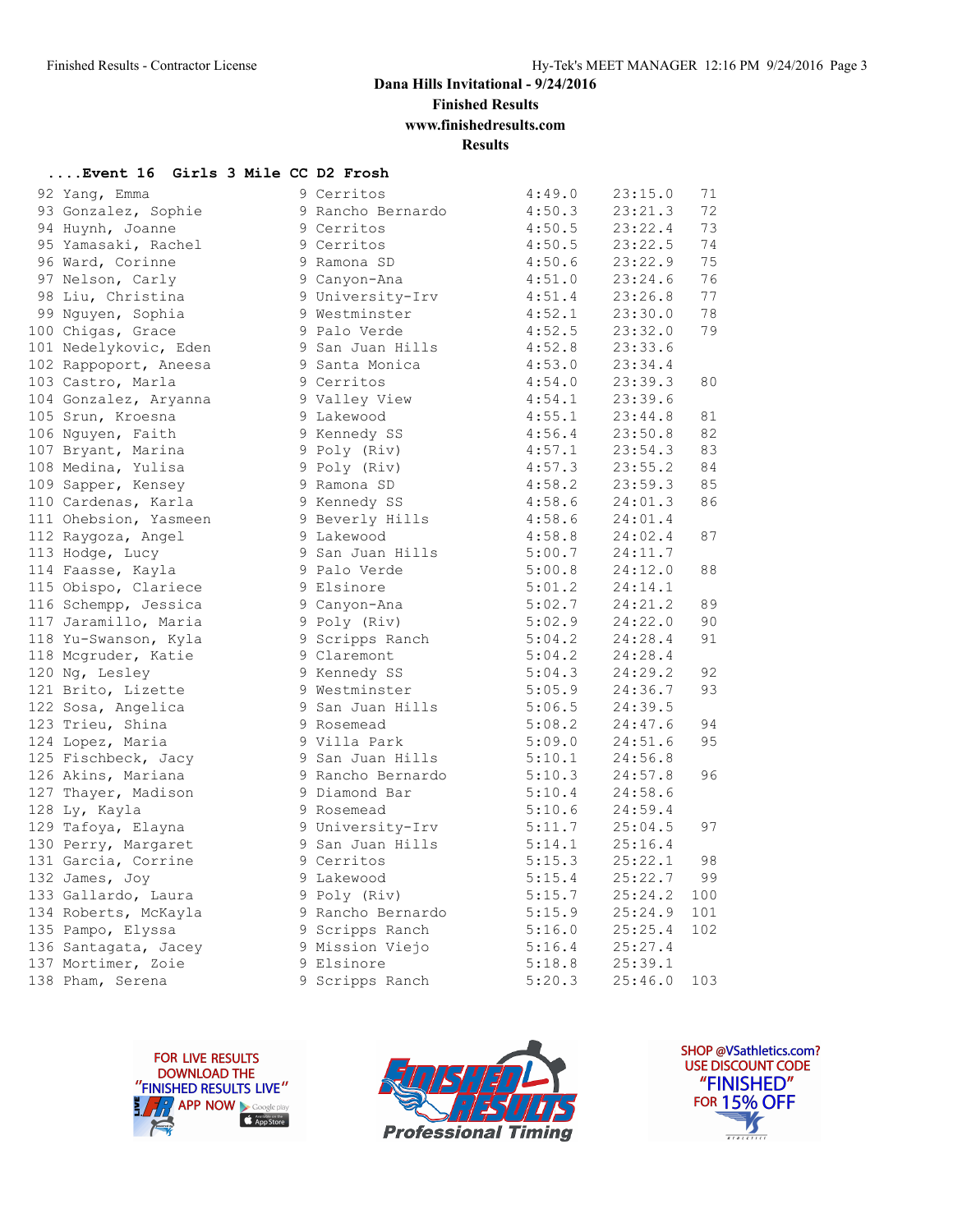## Dana Hills Invitational - 9/24/2016
**Finished Results**
**www.finishedresults.com**
**Results**

### ....Event 16 Girls 3 Mile CC D2 Frosh

| Place | Name | Yr | School | Pace | Time | Points |
|---|---|---|---|---|---|---|
| 92 | Yang, Emma | 9 | Cerritos | 4:49.0 | 23:15.0 | 71 |
| 93 | Gonzalez, Sophie | 9 | Rancho Bernardo | 4:50.3 | 23:21.3 | 72 |
| 94 | Huynh, Joanne | 9 | Cerritos | 4:50.5 | 23:22.4 | 73 |
| 95 | Yamasaki, Rachel | 9 | Cerritos | 4:50.5 | 23:22.5 | 74 |
| 96 | Ward, Corinne | 9 | Ramona SD | 4:50.6 | 23:22.9 | 75 |
| 97 | Nelson, Carly | 9 | Canyon-Ana | 4:51.0 | 23:24.6 | 76 |
| 98 | Liu, Christina | 9 | University-Irv | 4:51.4 | 23:26.8 | 77 |
| 99 | Nguyen, Sophia | 9 | Westminster | 4:52.1 | 23:30.0 | 78 |
| 100 | Chigas, Grace | 9 | Palo Verde | 4:52.5 | 23:32.0 | 79 |
| 101 | Nedelykovic, Eden | 9 | San Juan Hills | 4:52.8 | 23:33.6 | |
| 102 | Rappoport, Aneesa | 9 | Santa Monica | 4:53.0 | 23:34.4 | |
| 103 | Castro, Marla | 9 | Cerritos | 4:54.0 | 23:39.3 | 80 |
| 104 | Gonzalez, Aryanna | 9 | Valley View | 4:54.1 | 23:39.6 | |
| 105 | Srun, Kroesna | 9 | Lakewood | 4:55.1 | 23:44.8 | 81 |
| 106 | Nguyen, Faith | 9 | Kennedy SS | 4:56.4 | 23:50.8 | 82 |
| 107 | Bryant, Marina | 9 | Poly (Riv) | 4:57.1 | 23:54.3 | 83 |
| 108 | Medina, Yulisa | 9 | Poly (Riv) | 4:57.3 | 23:55.2 | 84 |
| 109 | Sapper, Kensey | 9 | Ramona SD | 4:58.2 | 23:59.3 | 85 |
| 110 | Cardenas, Karla | 9 | Kennedy SS | 4:58.6 | 24:01.3 | 86 |
| 111 | Ohebsion, Yasmeen | 9 | Beverly Hills | 4:58.6 | 24:01.4 | |
| 112 | Raygoza, Angel | 9 | Lakewood | 4:58.8 | 24:02.4 | 87 |
| 113 | Hodge, Lucy | 9 | San Juan Hills | 5:00.7 | 24:11.7 | |
| 114 | Faasse, Kayla | 9 | Palo Verde | 5:00.8 | 24:12.0 | 88 |
| 115 | Obispo, Clariece | 9 | Elsinore | 5:01.2 | 24:14.1 | |
| 116 | Schempp, Jessica | 9 | Canyon-Ana | 5:02.7 | 24:21.2 | 89 |
| 117 | Jaramillo, Maria | 9 | Poly (Riv) | 5:02.9 | 24:22.0 | 90 |
| 118 | Yu-Swanson, Kyla | 9 | Scripps Ranch | 5:04.2 | 24:28.4 | 91 |
| 118 | Mcgruder, Katie | 9 | Claremont | 5:04.2 | 24:28.4 | |
| 120 | Ng, Lesley | 9 | Kennedy SS | 5:04.3 | 24:29.2 | 92 |
| 121 | Brito, Lizette | 9 | Westminster | 5:05.9 | 24:36.7 | 93 |
| 122 | Sosa, Angelica | 9 | San Juan Hills | 5:06.5 | 24:39.5 | |
| 123 | Trieu, Shina | 9 | Rosemead | 5:08.2 | 24:47.6 | 94 |
| 124 | Lopez, Maria | 9 | Villa Park | 5:09.0 | 24:51.6 | 95 |
| 125 | Fischbeck, Jacy | 9 | San Juan Hills | 5:10.1 | 24:56.8 | |
| 126 | Akins, Mariana | 9 | Rancho Bernardo | 5:10.3 | 24:57.8 | 96 |
| 127 | Thayer, Madison | 9 | Diamond Bar | 5:10.4 | 24:58.6 | |
| 128 | Ly, Kayla | 9 | Rosemead | 5:10.6 | 24:59.4 | |
| 129 | Tafoya, Elayna | 9 | University-Irv | 5:11.7 | 25:04.5 | 97 |
| 130 | Perry, Margaret | 9 | San Juan Hills | 5:14.1 | 25:16.4 | |
| 131 | Garcia, Corrine | 9 | Cerritos | 5:15.3 | 25:22.1 | 98 |
| 132 | James, Joy | 9 | Lakewood | 5:15.4 | 25:22.7 | 99 |
| 133 | Gallardo, Laura | 9 | Poly (Riv) | 5:15.7 | 25:24.2 | 100 |
| 134 | Roberts, McKayla | 9 | Rancho Bernardo | 5:15.9 | 25:24.9 | 101 |
| 135 | Pampo, Elyssa | 9 | Scripps Ranch | 5:16.0 | 25:25.4 | 102 |
| 136 | Santagata, Jacey | 9 | Mission Viejo | 5:16.4 | 25:27.4 | |
| 137 | Mortimer, Zoie | 9 | Elsinore | 5:18.8 | 25:39.1 | |
| 138 | Pham, Serena | 9 | Scripps Ranch | 5:20.3 | 25:46.0 | 103 |

FOR LIVE RESULTS DOWNLOAD THE "FINISHED RESULTS LIVE" APP NOW

Finished Results Professional Timing

SHOP @VSathletics.com? USE DISCOUNT CODE "FINISHED" FOR 15% OFF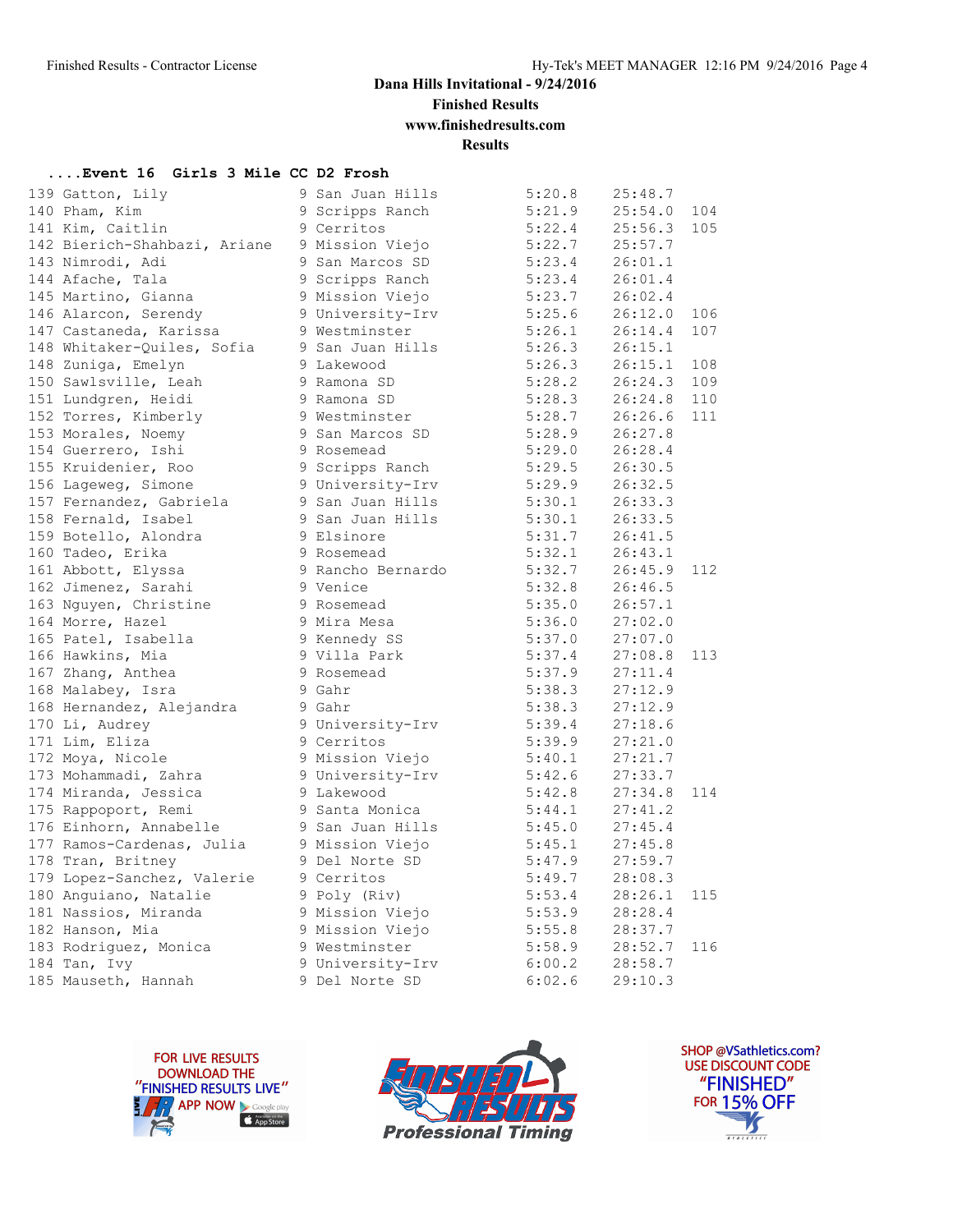**Dana Hills Invitational - 9/24/2016**

**Finished Results**

**www.finishedresults.com**

**Results**

**....Event 16 Girls 3 Mile CC D2 Frosh**

| Place | Name | Year | School | Pace | Time | Points |
|---|---|---|---|---|---|---|
| 139 | Gatton, Lily | 9 | San Juan Hills | 5:20.8 | 25:48.7 | |
| 140 | Pham, Kim | 9 | Scripps Ranch | 5:21.9 | 25:54.0 | 104 |
| 141 | Kim, Caitlin | 9 | Cerritos | 5:22.4 | 25:56.3 | 105 |
| 142 | Bierich-Shahbazi, Ariane | 9 | Mission Viejo | 5:22.7 | 25:57.7 | |
| 143 | Nimrodi, Adi | 9 | San Marcos SD | 5:23.4 | 26:01.1 | |
| 144 | Afache, Tala | 9 | Scripps Ranch | 5:23.4 | 26:01.4 | |
| 145 | Martino, Gianna | 9 | Mission Viejo | 5:23.7 | 26:02.4 | |
| 146 | Alarcon, Serendy | 9 | University-Irv | 5:25.6 | 26:12.0 | 106 |
| 147 | Castaneda, Karissa | 9 | Westminster | 5:26.1 | 26:14.4 | 107 |
| 148 | Whitaker-Quiles, Sofia | 9 | San Juan Hills | 5:26.3 | 26:15.1 | |
| 148 | Zuniga, Emelyn | 9 | Lakewood | 5:26.3 | 26:15.1 | 108 |
| 150 | Sawlsville, Leah | 9 | Ramona SD | 5:28.2 | 26:24.3 | 109 |
| 151 | Lundgren, Heidi | 9 | Ramona SD | 5:28.3 | 26:24.8 | 110 |
| 152 | Torres, Kimberly | 9 | Westminster | 5:28.7 | 26:26.6 | 111 |
| 153 | Morales, Noemy | 9 | San Marcos SD | 5:28.9 | 26:27.8 | |
| 154 | Guerrero, Ishi | 9 | Rosemead | 5:29.0 | 26:28.4 | |
| 155 | Kruidenier, Roo | 9 | Scripps Ranch | 5:29.5 | 26:30.5 | |
| 156 | Lageweg, Simone | 9 | University-Irv | 5:29.9 | 26:32.5 | |
| 157 | Fernandez, Gabriela | 9 | San Juan Hills | 5:30.1 | 26:33.3 | |
| 158 | Fernald, Isabel | 9 | San Juan Hills | 5:30.1 | 26:33.5 | |
| 159 | Botello, Alondra | 9 | Elsinore | 5:31.7 | 26:41.5 | |
| 160 | Tadeo, Erika | 9 | Rosemead | 5:32.1 | 26:43.1 | |
| 161 | Abbott, Elyssa | 9 | Rancho Bernardo | 5:32.7 | 26:45.9 | 112 |
| 162 | Jimenez, Sarahi | 9 | Venice | 5:32.8 | 26:46.5 | |
| 163 | Nguyen, Christine | 9 | Rosemead | 5:35.0 | 26:57.1 | |
| 164 | Morre, Hazel | 9 | Mira Mesa | 5:36.0 | 27:02.0 | |
| 165 | Patel, Isabella | 9 | Kennedy SS | 5:37.0 | 27:07.0 | |
| 166 | Hawkins, Mia | 9 | Villa Park | 5:37.4 | 27:08.8 | 113 |
| 167 | Zhang, Anthea | 9 | Rosemead | 5:37.9 | 27:11.4 | |
| 168 | Malabey, Isra | 9 | Gahr | 5:38.3 | 27:12.9 | |
| 168 | Hernandez, Alejandra | 9 | Gahr | 5:38.3 | 27:12.9 | |
| 170 | Li, Audrey | 9 | University-Irv | 5:39.4 | 27:18.6 | |
| 171 | Lim, Eliza | 9 | Cerritos | 5:39.9 | 27:21.0 | |
| 172 | Moya, Nicole | 9 | Mission Viejo | 5:40.1 | 27:21.7 | |
| 173 | Mohammadi, Zahra | 9 | University-Irv | 5:42.6 | 27:33.7 | |
| 174 | Miranda, Jessica | 9 | Lakewood | 5:42.8 | 27:34.8 | 114 |
| 175 | Rappoport, Remi | 9 | Santa Monica | 5:44.1 | 27:41.2 | |
| 176 | Einhorn, Annabelle | 9 | San Juan Hills | 5:45.0 | 27:45.4 | |
| 177 | Ramos-Cardenas, Julia | 9 | Mission Viejo | 5:45.1 | 27:45.8 | |
| 178 | Tran, Britney | 9 | Del Norte SD | 5:47.9 | 27:59.7 | |
| 179 | Lopez-Sanchez, Valerie | 9 | Cerritos | 5:49.7 | 28:08.3 | |
| 180 | Anguiano, Natalie | 9 | Poly (Riv) | 5:53.4 | 28:26.1 | 115 |
| 181 | Nassios, Miranda | 9 | Mission Viejo | 5:53.9 | 28:28.4 | |
| 182 | Hanson, Mia | 9 | Mission Viejo | 5:55.8 | 28:37.7 | |
| 183 | Rodriguez, Monica | 9 | Westminster | 5:58.9 | 28:52.7 | 116 |
| 184 | Tan, Ivy | 9 | University-Irv | 6:00.2 | 28:58.7 | |
| 185 | Mauseth, Hannah | 9 | Del Norte SD | 6:02.6 | 29:10.3 | |

FOR LIVE RESULTS DOWNLOAD THE "FINISHED RESULTS LIVE" APP NOW

Finished Results Professional Timing

SHOP @VSathletics.com? USE DISCOUNT CODE "FINISHED" FOR 15% OFF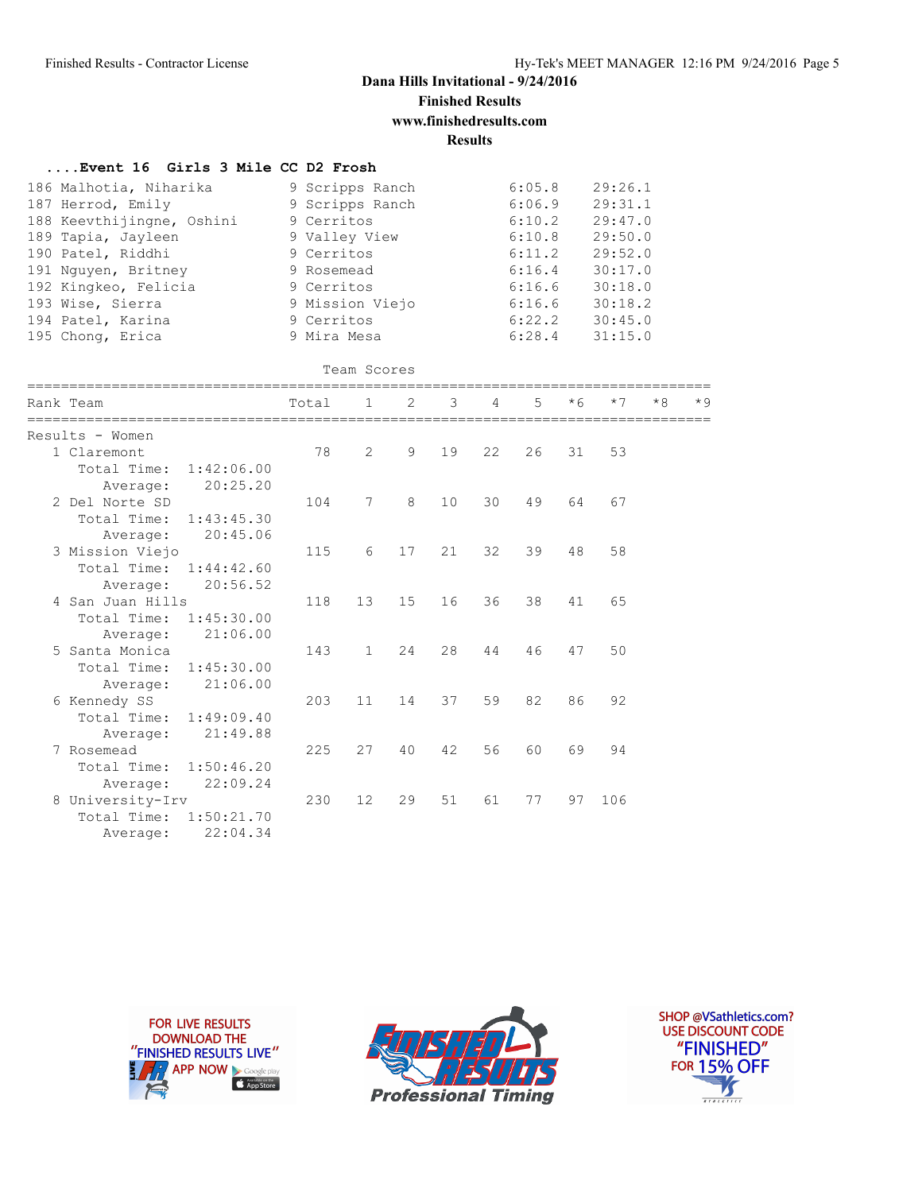# Dana Hills Invitational - 9/24/2016

**Finished Results**

**www.finishedresults.com**

**Results**

### ....Event 16 Girls 3 Mile CC D2 Frosh

| Place | Name | Yr | School | Pace | Time |
|---|---|---|---|---|---|
| 186 | Malhotia, Niharika | 9 | Scripps Ranch | 6:05.8 | 29:26.1 |
| 187 | Herrod, Emily | 9 | Scripps Ranch | 6:06.9 | 29:31.1 |
| 188 | Keevthijingne, Oshini | 9 | Cerritos | 6:10.2 | 29:47.0 |
| 189 | Tapia, Jayleen | 9 | Valley View | 6:10.8 | 29:50.0 |
| 190 | Patel, Riddhi | 9 | Cerritos | 6:11.2 | 29:52.0 |
| 191 | Nguyen, Britney | 9 | Rosemead | 6:16.4 | 30:17.0 |
| 192 | Kingkeo, Felicia | 9 | Cerritos | 6:16.6 | 30:18.0 |
| 193 | Wise, Sierra | 9 | Mission Viejo | 6:16.6 | 30:18.2 |
| 194 | Patel, Karina | 9 | Cerritos | 6:22.2 | 30:45.0 |
| 195 | Chong, Erica | 9 | Mira Mesa | 6:28.4 | 31:15.0 |

### Team Scores

Results - Women

| Rank | Team | Total | 1 | 2 | 3 | 4 | 5 | *6 | *7 | *8 | *9 |
|---|---|---|---|---|---|---|---|---|---|---|---|
| 1 | Claremont | 78 | 2 | 9 | 19 | 22 | 26 | 31 | 53 | | |
| | Total Time: 1:42:06.00 | | | | | | | | | | |
| | Average: 20:25.20 | | | | | | | | | | |
| 2 | Del Norte SD | 104 | 7 | 8 | 10 | 30 | 49 | 64 | 67 | | |
| | Total Time: 1:43:45.30 | | | | | | | | | | |
| | Average: 20:45.06 | | | | | | | | | | |
| 3 | Mission Viejo | 115 | 6 | 17 | 21 | 32 | 39 | 48 | 58 | | |
| | Total Time: 1:44:42.60 | | | | | | | | | | |
| | Average: 20:56.52 | | | | | | | | | | |
| 4 | San Juan Hills | 118 | 13 | 15 | 16 | 36 | 38 | 41 | 65 | | |
| | Total Time: 1:45:30.00 | | | | | | | | | | |
| | Average: 21:06.00 | | | | | | | | | | |
| 5 | Santa Monica | 143 | 1 | 24 | 28 | 44 | 46 | 47 | 50 | | |
| | Total Time: 1:45:30.00 | | | | | | | | | | |
| | Average: 21:06.00 | | | | | | | | | | |
| 6 | Kennedy SS | 203 | 11 | 14 | 37 | 59 | 82 | 86 | 92 | | |
| | Total Time: 1:49:09.40 | | | | | | | | | | |
| | Average: 21:49.88 | | | | | | | | | | |
| 7 | Rosemead | 225 | 27 | 40 | 42 | 56 | 60 | 69 | 94 | | |
| | Total Time: 1:50:46.20 | | | | | | | | | | |
| | Average: 22:09.24 | | | | | | | | | | |
| 8 | University-Irv | 230 | 12 | 29 | 51 | 61 | 77 | 97 | 106 | | |
| | Total Time: 1:50:21.70 | | | | | | | | | | |
| | Average: 22:04.34 | | | | | | | | | | |

FOR LIVE RESULTS DOWNLOAD THE "FINISHED RESULTS LIVE" APP NOW

FINISHED RESULTS Professional Timing

SHOP @VSathletics.com? USE DISCOUNT CODE "FINISHED" FOR 15% OFF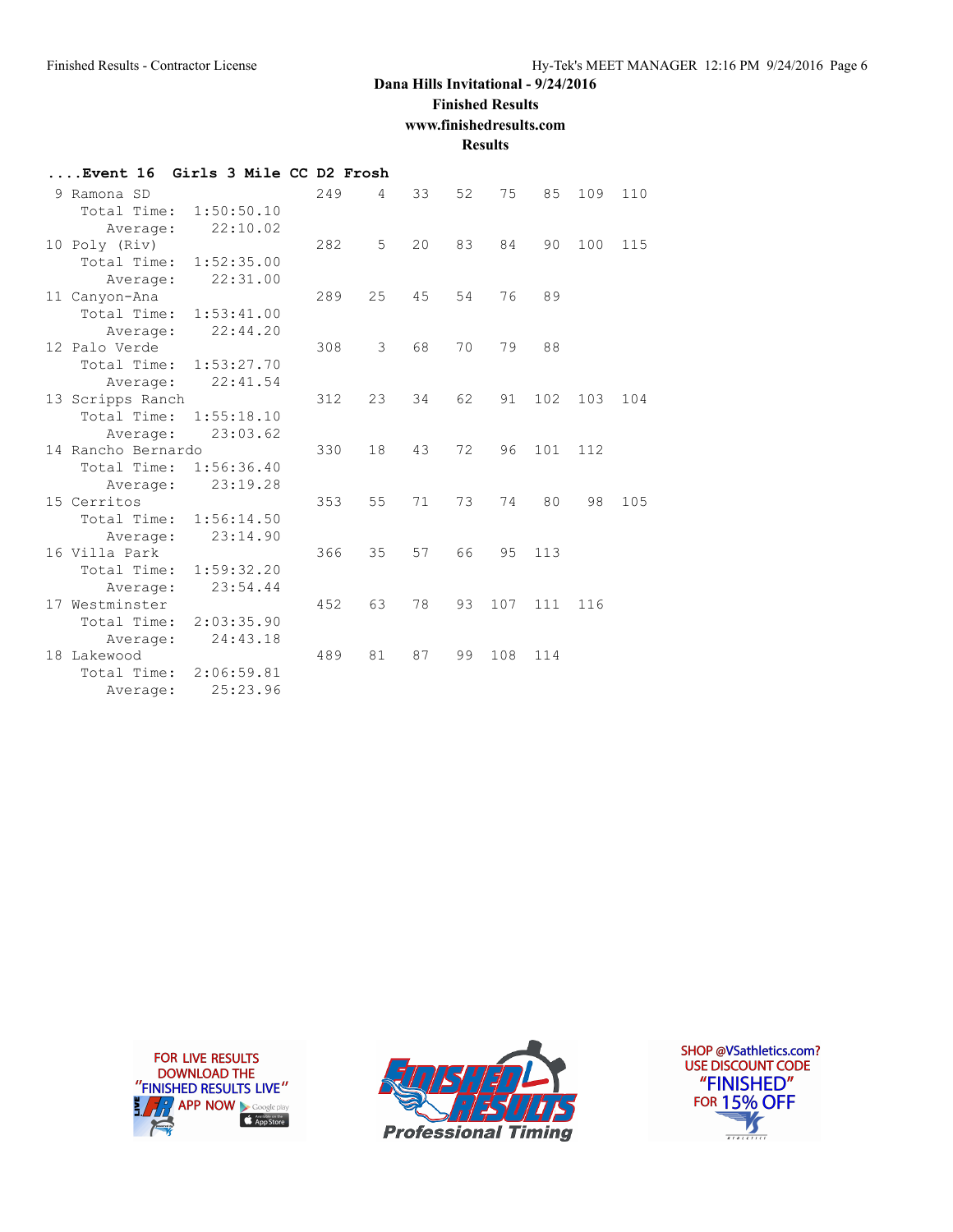## Dana Hills Invitational - 9/24/2016

**Finished Results**

**www.finishedresults.com**

**Results**

**....Event 16 Girls 3 Mile CC D2 Frosh**

```
 9 Ramona SD                 249    4   33   52   75   85  109  110
     Total Time:  1:50:50.10
        Average:    22:10.02
10 Poly (Riv)                282    5   20   83   84   90  100  115
     Total Time:  1:52:35.00
        Average:    22:31.00
11 Canyon-Ana                289   25   45   54   76   89
     Total Time:  1:53:41.00
        Average:    22:44.20
12 Palo Verde                308    3   68   70   79   88
     Total Time:  1:53:27.70
        Average:    22:41.54
13 Scripps Ranch             312   23   34   62   91  102  103  104
     Total Time:  1:55:18.10
        Average:    23:03.62
14 Rancho Bernardo           330   18   43   72   96  101  112
     Total Time:  1:56:36.40
        Average:    23:19.28
15 Cerritos                  353   55   71   73   74   80   98  105
     Total Time:  1:56:14.50
        Average:    23:14.90
16 Villa Park                366   35   57   66   95  113
     Total Time:  1:59:32.20
        Average:    23:54.44
17 Westminster               452   63   78   93  107  111  116
     Total Time:  2:03:35.90
        Average:    24:43.18
18 Lakewood                  489   81   87   99  108  114
     Total Time:  2:06:59.81
        Average:    25:23.96
```

FOR LIVE RESULTS DOWNLOAD THE "FINISHED RESULTS LIVE" APP NOW

Finished Results Professional Timing

SHOP @VSathletics.com? USE DISCOUNT CODE "FINISHED" FOR 15% OFF